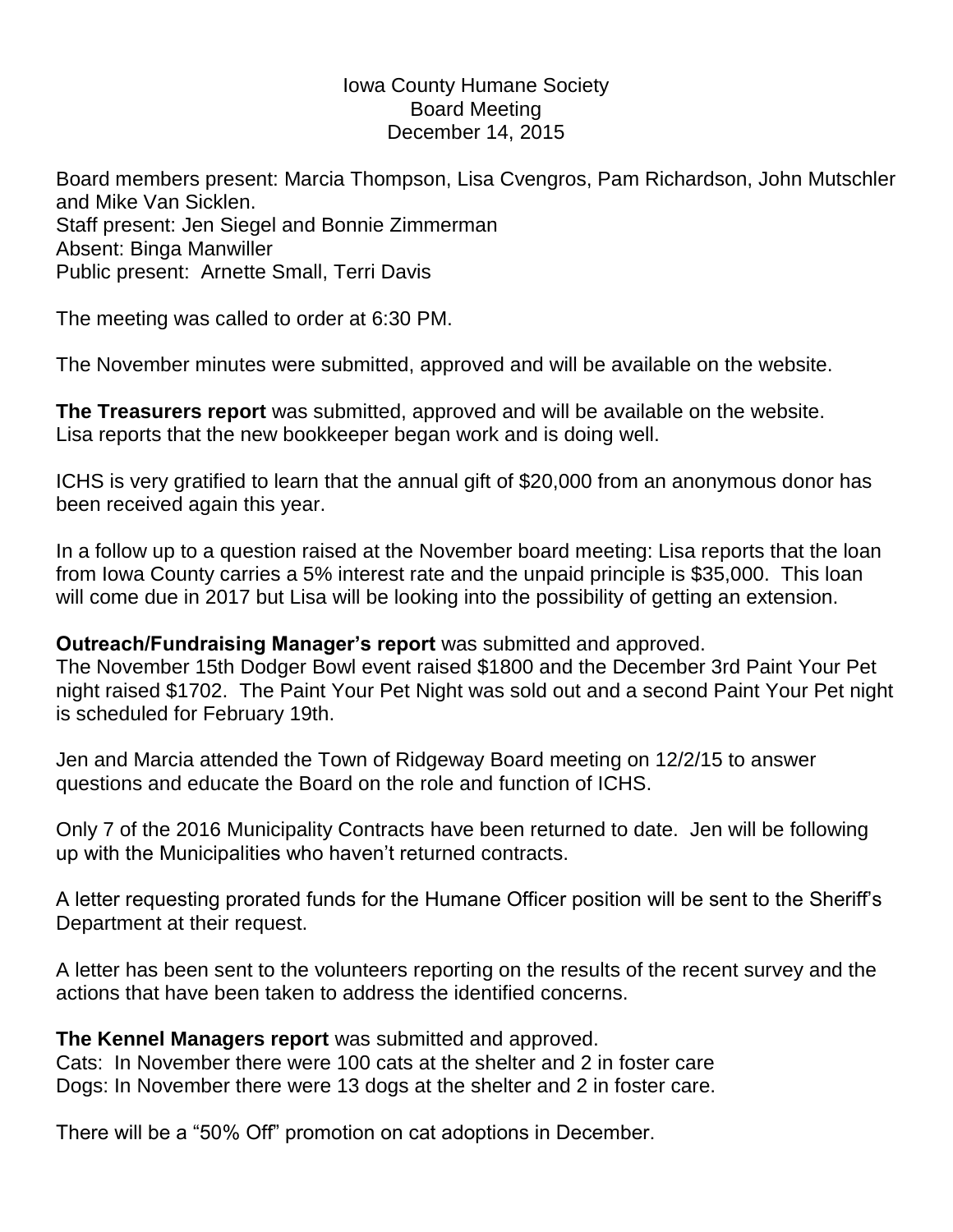Iowa County Humane Society
Board Meeting
December 14, 2015

Board members present: Marcia Thompson, Lisa Cvengros, Pam Richardson, John Mutschler and Mike Van Sicklen.
Staff present: Jen Siegel and Bonnie Zimmerman
Absent: Binga Manwiller
Public present: Arnette Small, Terri Davis

The meeting was called to order at 6:30 PM.

The November minutes were submitted, approved and will be available on the website.

**The Treasurers report** was submitted, approved and will be available on the website. Lisa reports that the new bookkeeper began work and is doing well.

ICHS is very gratified to learn that the annual gift of $20,000 from an anonymous donor has been received again this year.

In a follow up to a question raised at the November board meeting: Lisa reports that the loan from Iowa County carries a 5% interest rate and the unpaid principle is $35,000. This loan will come due in 2017 but Lisa will be looking into the possibility of getting an extension.

**Outreach/Fundraising Manager's report** was submitted and approved.
The November 15th Dodger Bowl event raised $1800 and the December 3rd Paint Your Pet night raised $1702. The Paint Your Pet Night was sold out and a second Paint Your Pet night is scheduled for February 19th.

Jen and Marcia attended the Town of Ridgeway Board meeting on 12/2/15 to answer questions and educate the Board on the role and function of ICHS.

Only 7 of the 2016 Municipality Contracts have been returned to date. Jen will be following up with the Municipalities who haven't returned contracts.

A letter requesting prorated funds for the Humane Officer position will be sent to the Sheriff's Department at their request.

A letter has been sent to the volunteers reporting on the results of the recent survey and the actions that have been taken to address the identified concerns.

**The Kennel Managers report** was submitted and approved.
Cats: In November there were 100 cats at the shelter and 2 in foster care
Dogs: In November there were 13 dogs at the shelter and 2 in foster care.

There will be a "50% Off" promotion on cat adoptions in December.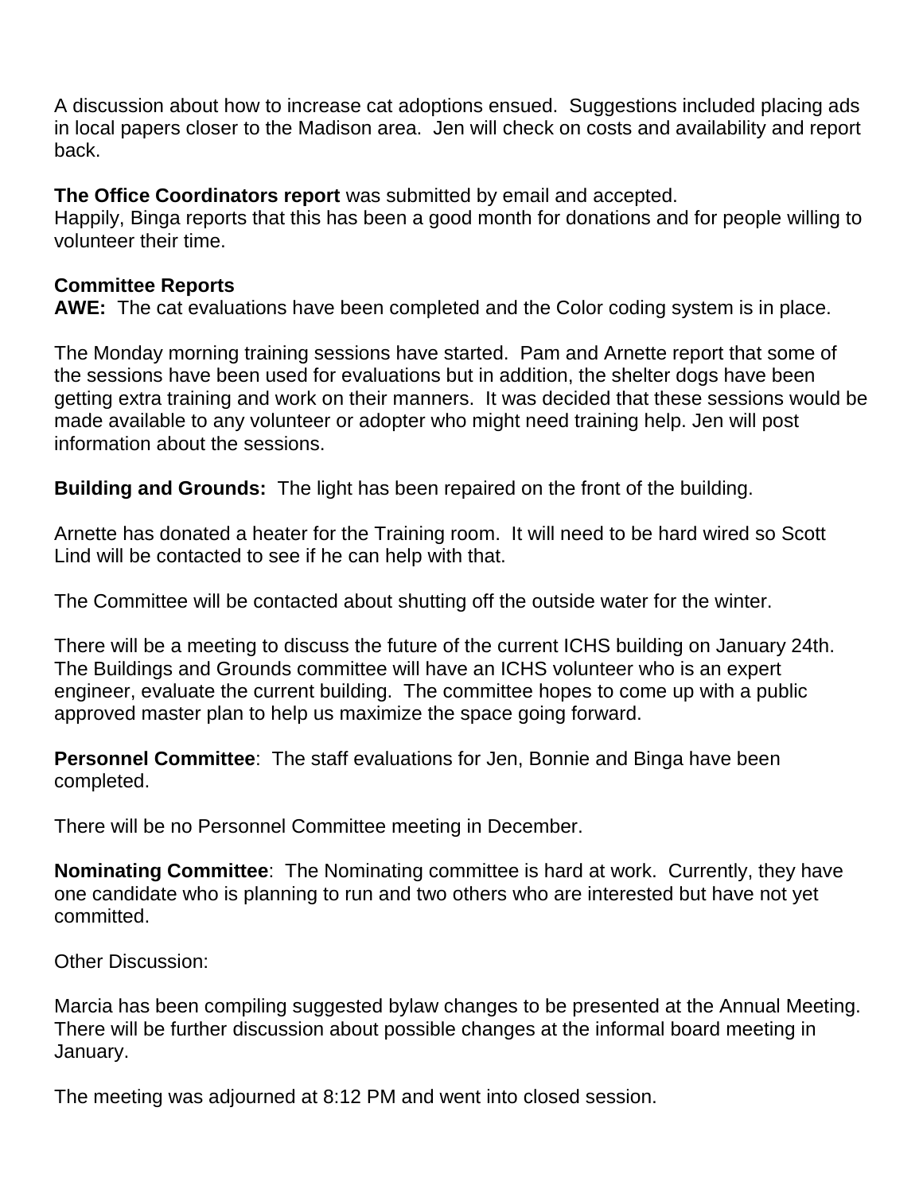A discussion about how to increase cat adoptions ensued. Suggestions included placing ads in local papers closer to the Madison area. Jen will check on costs and availability and report back.

**The Office Coordinators report** was submitted by email and accepted.
Happily, Binga reports that this has been a good month for donations and for people willing to volunteer their time.

**Committee Reports**
**AWE:** The cat evaluations have been completed and the Color coding system is in place.

The Monday morning training sessions have started. Pam and Arnette report that some of the sessions have been used for evaluations but in addition, the shelter dogs have been getting extra training and work on their manners. It was decided that these sessions would be made available to any volunteer or adopter who might need training help. Jen will post information about the sessions.

**Building and Grounds:** The light has been repaired on the front of the building.

Arnette has donated a heater for the Training room. It will need to be hard wired so Scott Lind will be contacted to see if he can help with that.

The Committee will be contacted about shutting off the outside water for the winter.

There will be a meeting to discuss the future of the current ICHS building on January 24th. The Buildings and Grounds committee will have an ICHS volunteer who is an expert engineer, evaluate the current building. The committee hopes to come up with a public approved master plan to help us maximize the space going forward.

**Personnel Committee**: The staff evaluations for Jen, Bonnie and Binga have been completed.

There will be no Personnel Committee meeting in December.

**Nominating Committee**: The Nominating committee is hard at work. Currently, they have one candidate who is planning to run and two others who are interested but have not yet committed.

Other Discussion:

Marcia has been compiling suggested bylaw changes to be presented at the Annual Meeting. There will be further discussion about possible changes at the informal board meeting in January.

The meeting was adjourned at 8:12 PM and went into closed session.